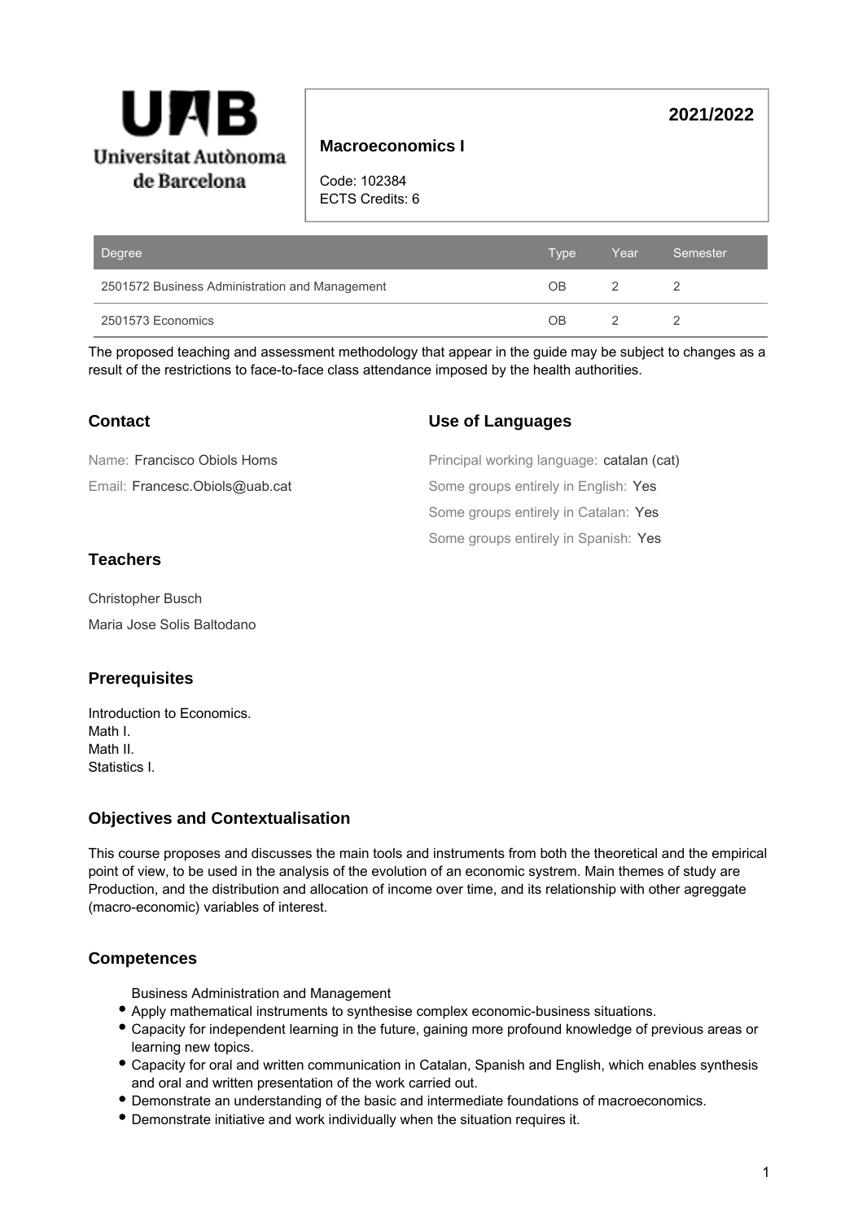Universitat Autònoma de Barcelona

# Macroeconomics I

**2021/2022**

Code: 102384
ECTS Credits: 6

| Degree | Type | Year | Semester |
| --- | --- | --- | --- |
| 2501572 Business Administration and Management | OB | 2 | 2 |
| 2501573 Economics | OB | 2 | 2 |

The proposed teaching and assessment methodology that appear in the guide may be subject to changes as a result of the restrictions to face-to-face class attendance imposed by the health authorities.

## Contact

Name: Francisco Obiols Homs

Email: Francesc.Obiols@uab.cat

## Use of Languages

Principal working language: catalan (cat)

Some groups entirely in English: Yes

Some groups entirely in Catalan: Yes

Some groups entirely in Spanish: Yes

## Teachers

Christopher Busch

Maria Jose Solis Baltodano

## Prerequisites

Introduction to Economics.
Math I.
Math II.
Statistics I.

## Objectives and Contextualisation

This course proposes and discusses the main tools and instruments from both the theoretical and the empirical point of view, to be used in the analysis of the evolution of an economic systrem. Main themes of study are Production, and the distribution and allocation of income over time, and its relationship with other agreggate (macro-economic) variables of interest.

## Competences

Business Administration and Management

- Apply mathematical instruments to synthesise complex economic-business situations.
- Capacity for independent learning in the future, gaining more profound knowledge of previous areas or learning new topics.
- Capacity for oral and written communication in Catalan, Spanish and English, which enables synthesis and oral and written presentation of the work carried out.
- Demonstrate an understanding of the basic and intermediate foundations of macroeconomics.
- Demonstrate initiative and work individually when the situation requires it.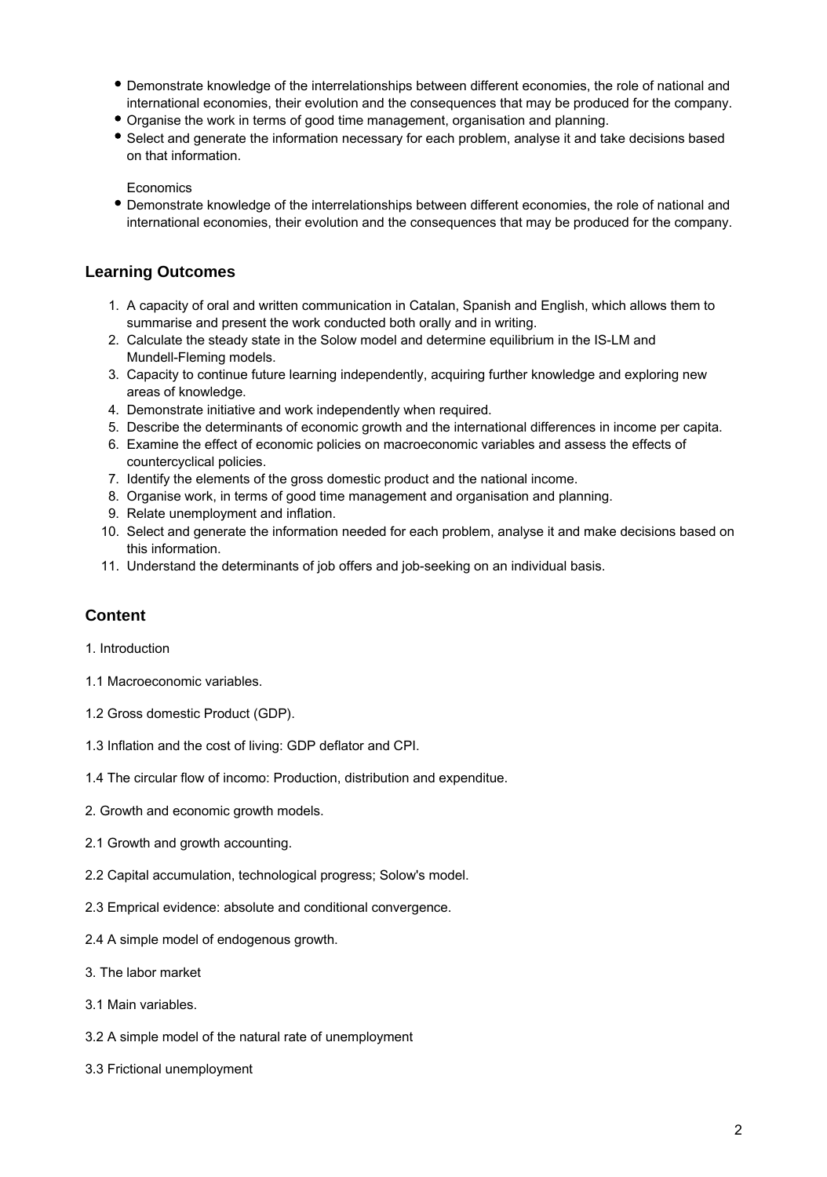- Demonstrate knowledge of the interrelationships between different economies, the role of national and international economies, their evolution and the consequences that may be produced for the company.
- Organise the work in terms of good time management, organisation and planning.
- Select and generate the information necessary for each problem, analyse it and take decisions based on that information.

Economics

- Demonstrate knowledge of the interrelationships between different economies, the role of national and international economies, their evolution and the consequences that may be produced for the company.

## Learning Outcomes

1. A capacity of oral and written communication in Catalan, Spanish and English, which allows them to summarise and present the work conducted both orally and in writing.
2. Calculate the steady state in the Solow model and determine equilibrium in the IS-LM and Mundell-Fleming models.
3. Capacity to continue future learning independently, acquiring further knowledge and exploring new areas of knowledge.
4. Demonstrate initiative and work independently when required.
5. Describe the determinants of economic growth and the international differences in income per capita.
6. Examine the effect of economic policies on macroeconomic variables and assess the effects of countercyclical policies.
7. Identify the elements of the gross domestic product and the national income.
8. Organise work, in terms of good time management and organisation and planning.
9. Relate unemployment and inflation.
10. Select and generate the information needed for each problem, analyse it and make decisions based on this information.
11. Understand the determinants of job offers and job-seeking on an individual basis.

## Content

1. Introduction

1.1 Macroeconomic variables.

1.2 Gross domestic Product (GDP).

1.3 Inflation and the cost of living: GDP deflator and CPI.

1.4 The circular flow of incomo: Production, distribution and expenditue.

2. Growth and economic growth models.

2.1 Growth and growth accounting.

2.2 Capital accumulation, technological progress; Solow's model.

2.3 Emprical evidence: absolute and conditional convergence.

2.4 A simple model of endogenous growth.

3. The labor market

3.1 Main variables.

3.2 A simple model of the natural rate of unemployment

3.3 Frictional unemployment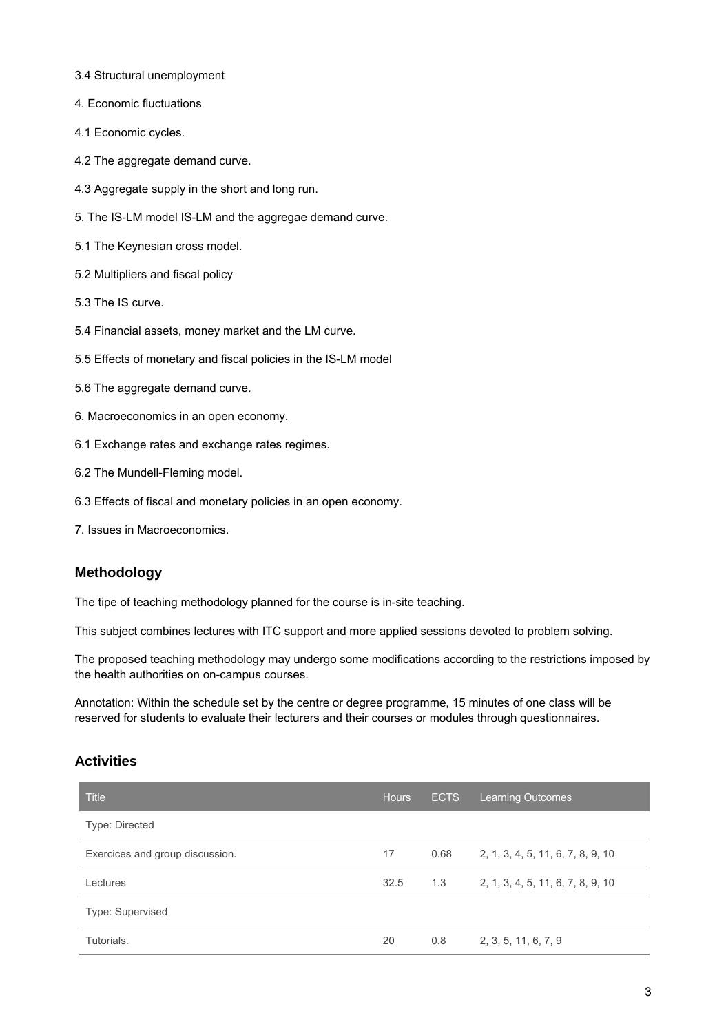3.4 Structural unemployment

4. Economic fluctuations

4.1 Economic cycles.

4.2 The aggregate demand curve.

4.3 Aggregate supply in the short and long run.

5. The IS-LM model IS-LM and the aggregae demand curve.

5.1 The Keynesian cross model.

5.2 Multipliers and fiscal policy

5.3 The IS curve.

5.4 Financial assets, money market and the LM curve.

5.5 Effects of monetary and fiscal policies in the IS-LM model

5.6 The aggregate demand curve.

6. Macroeconomics in an open economy.

6.1 Exchange rates and exchange rates regimes.

6.2 The Mundell-Fleming model.

6.3 Effects of fiscal and monetary policies in an open economy.

7. Issues in Macroeconomics.

## Methodology

The tipe of teaching methodology planned for the course is in-site teaching.

This subject combines lectures with ITC support and more applied sessions devoted to problem solving.

The proposed teaching methodology may undergo some modifications according to the restrictions imposed by the health authorities on on-campus courses.

Annotation: Within the schedule set by the centre or degree programme, 15 minutes of one class will be reserved for students to evaluate their lecturers and their courses or modules through questionnaires.

## Activities

| Title | Hours | ECTS | Learning Outcomes |
|---|---|---|---|
| Type: Directed | | | |
| Exercices and group discussion. | 17 | 0.68 | 2, 1, 3, 4, 5, 11, 6, 7, 8, 9, 10 |
| Lectures | 32.5 | 1.3 | 2, 1, 3, 4, 5, 11, 6, 7, 8, 9, 10 |
| Type: Supervised | | | |
| Tutorials. | 20 | 0.8 | 2, 3, 5, 11, 6, 7, 9 |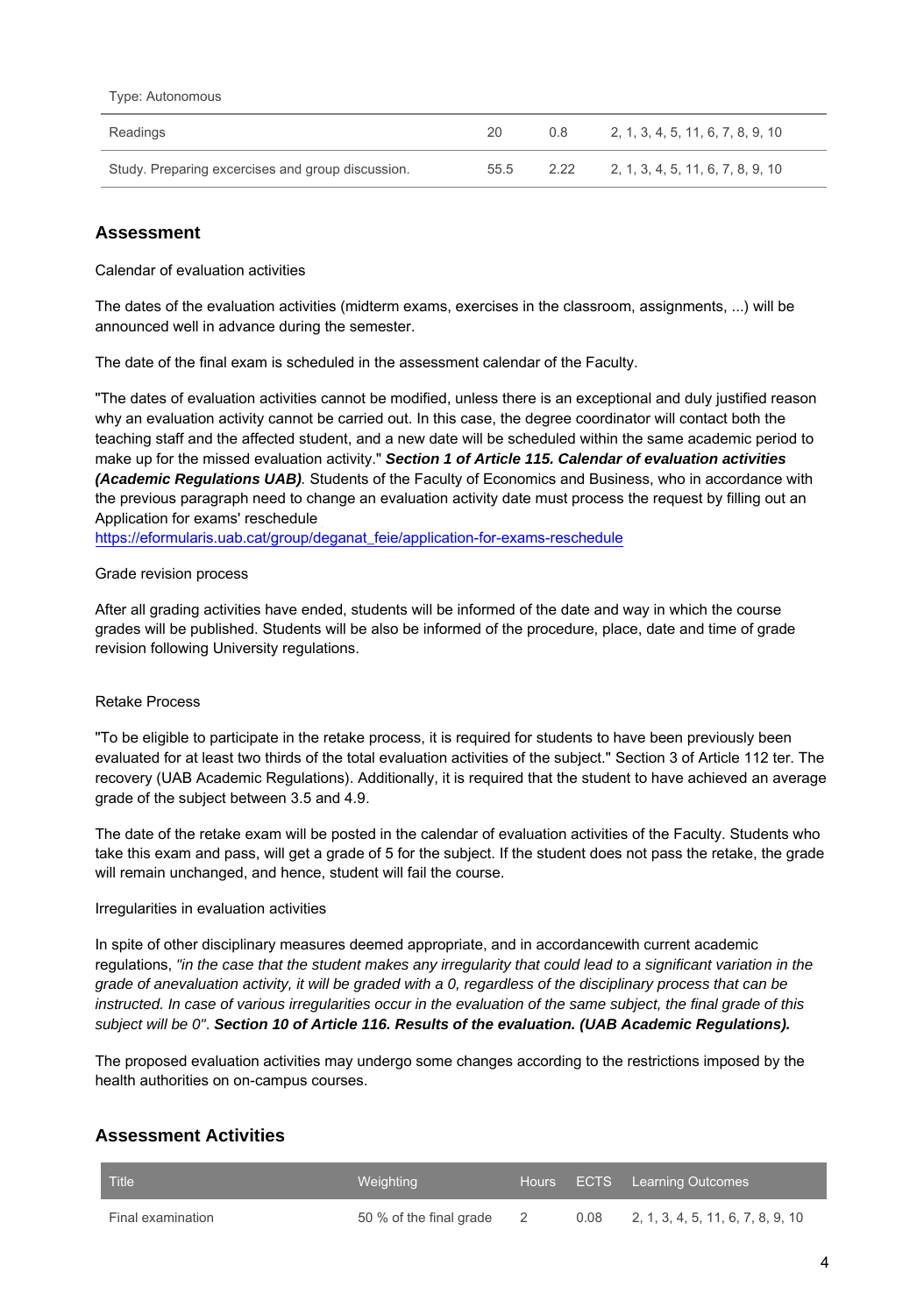Type: Autonomous

| | | | |
|---|---|---|---|
| Readings | 20 | 0.8 | 2, 1, 3, 4, 5, 11, 6, 7, 8, 9, 10 |
| Study. Preparing excercises and group discussion. | 55.5 | 2.22 | 2, 1, 3, 4, 5, 11, 6, 7, 8, 9, 10 |

## Assessment

Calendar of evaluation activities

The dates of the evaluation activities (midterm exams, exercises in the classroom, assignments, ...) will be announced well in advance during the semester.

The date of the final exam is scheduled in the assessment calendar of the Faculty.

"The dates of evaluation activities cannot be modified, unless there is an exceptional and duly justified reason why an evaluation activity cannot be carried out. In this case, the degree coordinator will contact both the teaching staff and the affected student, and a new date will be scheduled within the same academic period to make up for the missed evaluation activity." ***Section 1 of Article 115. Calendar of evaluation activities (Academic Regulations UAB).*** Students of the Faculty of Economics and Business, who in accordance with the previous paragraph need to change an evaluation activity date must process the request by filling out an Application for exams' reschedule
https://eformularis.uab.cat/group/deganat_feie/application-for-exams-reschedule

Grade revision process

After all grading activities have ended, students will be informed of the date and way in which the course grades will be published. Students will be also be informed of the procedure, place, date and time of grade revision following University regulations.

Retake Process

"To be eligible to participate in the retake process, it is required for students to have been previously been evaluated for at least two thirds of the total evaluation activities of the subject." Section 3 of Article 112 ter. The recovery (UAB Academic Regulations). Additionally, it is required that the student to have achieved an average grade of the subject between 3.5 and 4.9.

The date of the retake exam will be posted in the calendar of evaluation activities of the Faculty. Students who take this exam and pass, will get a grade of 5 for the subject. If the student does not pass the retake, the grade will remain unchanged, and hence, student will fail the course.

Irregularities in evaluation activities

In spite of other disciplinary measures deemed appropriate, and in accordancewith current academic regulations, *"in the case that the student makes any irregularity that could lead to a significant variation in the grade of anevaluation activity, it will be graded with a 0, regardless of the disciplinary process that can be instructed. In case of various irregularities occur in the evaluation of the same subject, the final grade of this subject will be 0"*. ***Section 10 of Article 116. Results of the evaluation. (UAB Academic Regulations).***

The proposed evaluation activities may undergo some changes according to the restrictions imposed by the health authorities on on-campus courses.

## Assessment Activities

| Title | Weighting | Hours | ECTS | Learning Outcomes |
|---|---|---|---|---|
| Final examination | 50 % of the final grade | 2 | 0.08 | 2, 1, 3, 4, 5, 11, 6, 7, 8, 9, 10 |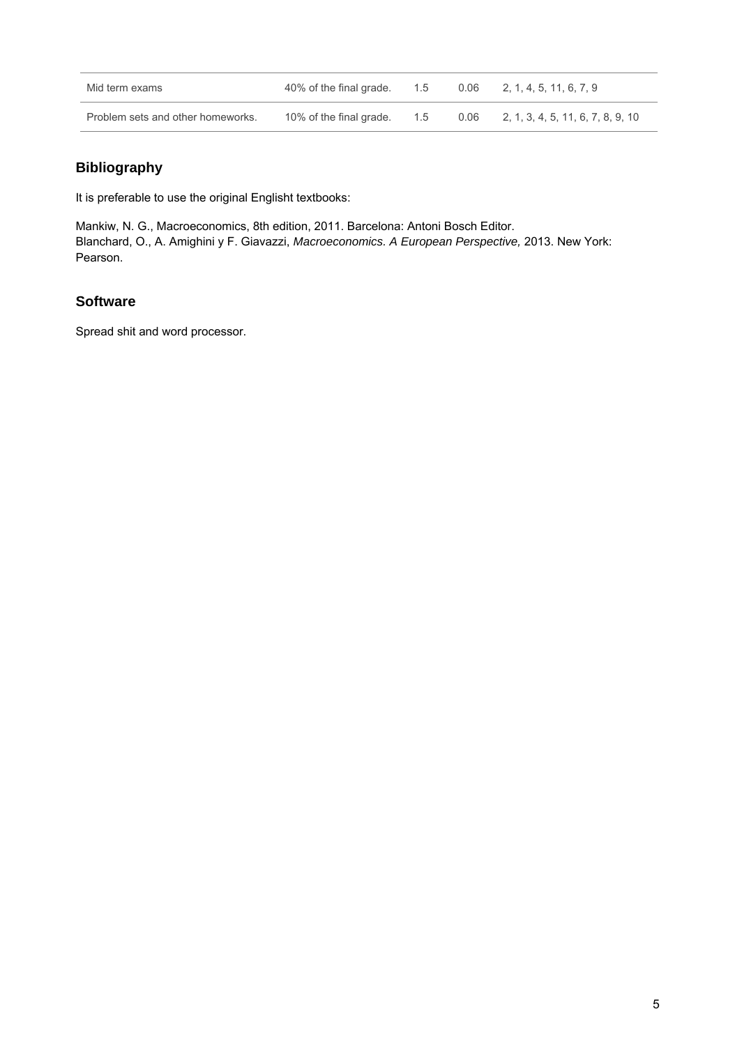| | | | | |
|---|---|---|---|---|
| Mid term exams | 40% of the final grade. | 1.5 | 0.06 | 2, 1, 4, 5, 11, 6, 7, 9 |
| Problem sets and other homeworks. | 10% of the final grade. | 1.5 | 0.06 | 2, 1, 3, 4, 5, 11, 6, 7, 8, 9, 10 |

## Bibliography

It is preferable to use the original Englisht textbooks:

Mankiw, N. G., Macroeconomics, 8th edition, 2011. Barcelona: Antoni Bosch Editor.
Blanchard, O., A. Amighini y F. Giavazzi, *Macroeconomics. A European Perspective,* 2013. New York: Pearson.

## Software

Spread shit and word processor.